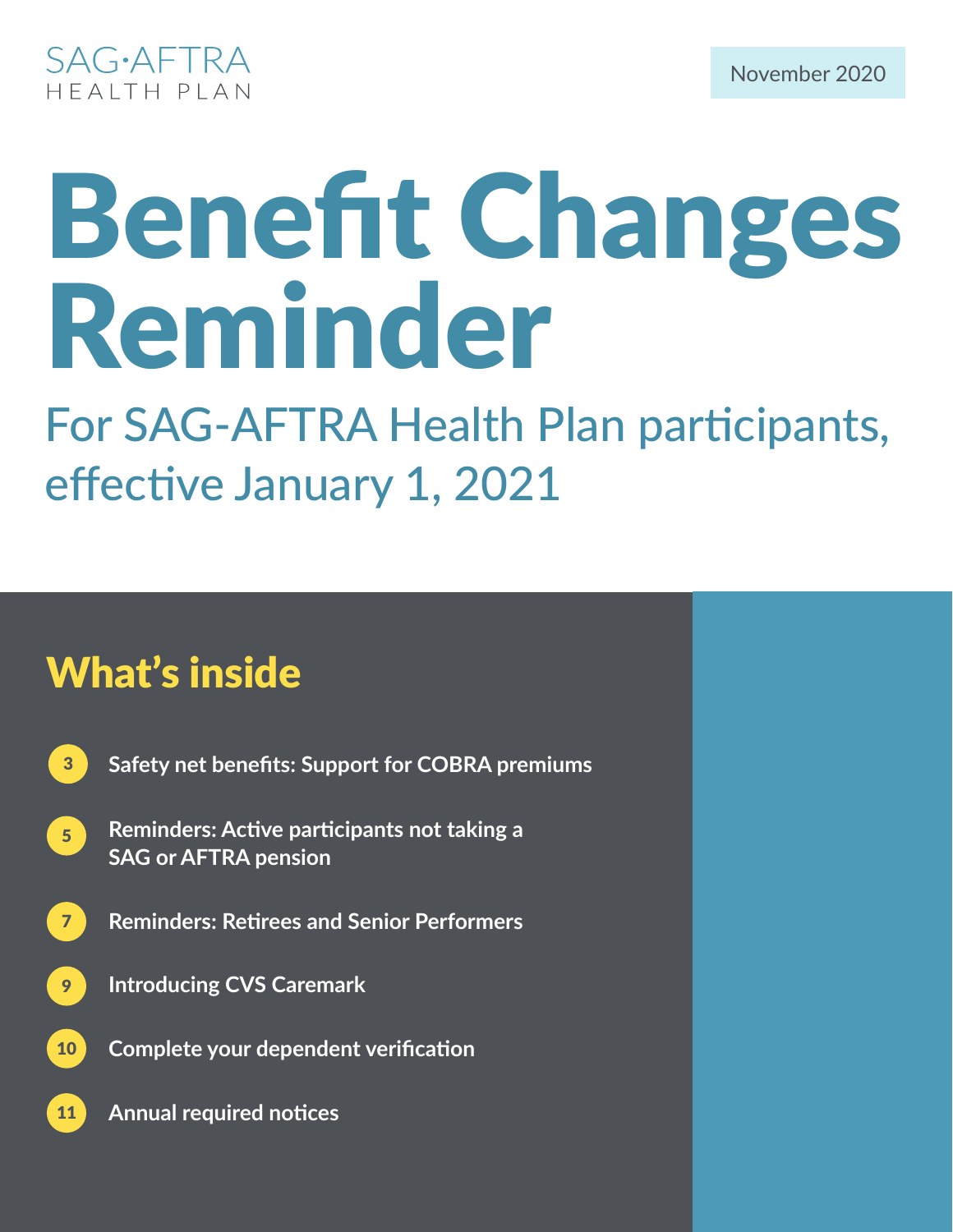SAG·AFTRA
HEALTH PLAN

November 2020

# Benefit Changes Reminder

## For SAG-AFTRA Health Plan participants, effective January 1, 2021

## What's inside

- **3** Safety net benefits: Support for COBRA premiums
- **5** Reminders: Active participants not taking a SAG or AFTRA pension
- **7** Reminders: Retirees and Senior Performers
- **9** Introducing CVS Caremark
- **10** Complete your dependent verification
- **11** Annual required notices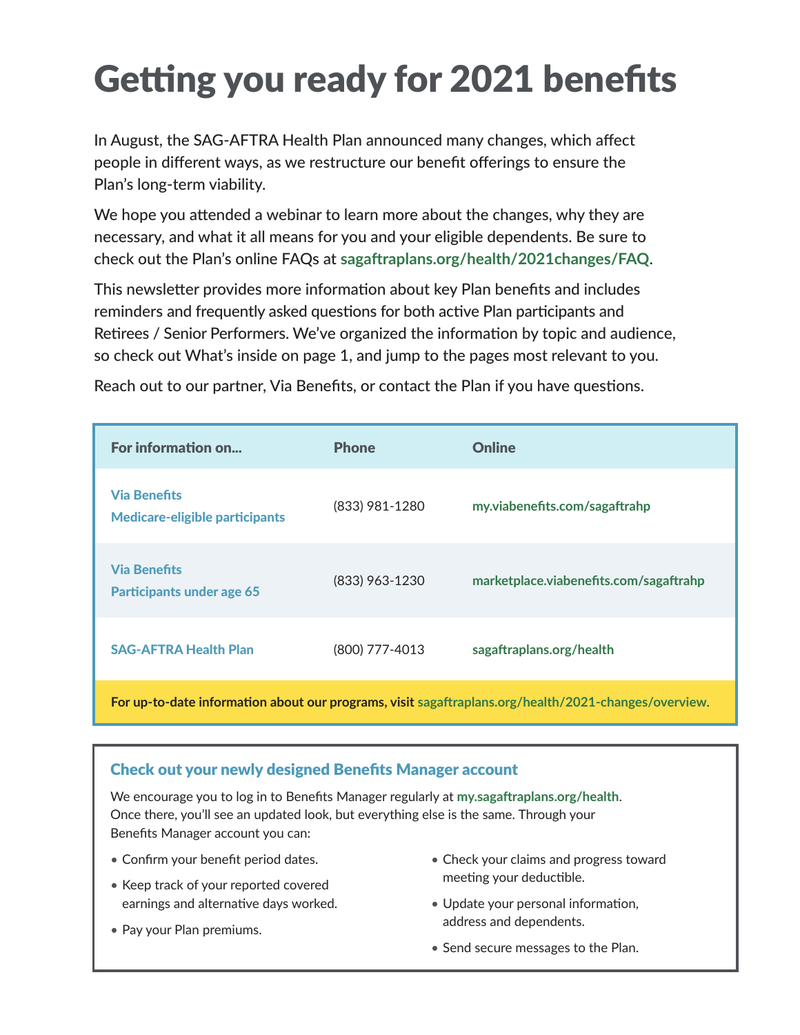# Getting you ready for 2021 benefits

In August, the SAG-AFTRA Health Plan announced many changes, which affect people in different ways, as we restructure our benefit offerings to ensure the Plan's long-term viability.

We hope you attended a webinar to learn more about the changes, why they are necessary, and what it all means for you and your eligible dependents. Be sure to check out the Plan's online FAQs at **sagaftraplans.org/health/2021changes/FAQ**.

This newsletter provides more information about key Plan benefits and includes reminders and frequently asked questions for both active Plan participants and Retirees / Senior Performers. We've organized the information by topic and audience, so check out What's inside on page 1, and jump to the pages most relevant to you.

Reach out to our partner, Via Benefits, or contact the Plan if you have questions.

| For information on... | Phone | Online |
|---|---|---|
| **Via Benefits**<br>**Medicare-eligible participants** | (833) 981-1280 | **my.viabenefits.com/sagaftrahp** |
| **Via Benefits**<br>**Participants under age 65** | (833) 963-1230 | **marketplace.viabenefits.com/sagaftrahp** |
| **SAG-AFTRA Health Plan** | (800) 777-4013 | **sagaftraplans.org/health** |

**For up-to-date information about our programs, visit sagaftraplans.org/health/2021-changes/overview.**

## Check out your newly designed Benefits Manager account

We encourage you to log in to Benefits Manager regularly at **my.sagaftraplans.org/health**. Once there, you'll see an updated look, but everything else is the same. Through your Benefits Manager account you can:

- Confirm your benefit period dates.
- Keep track of your reported covered earnings and alternative days worked.
- Pay your Plan premiums.
- Check your claims and progress toward meeting your deductible.
- Update your personal information, address and dependents.
- Send secure messages to the Plan.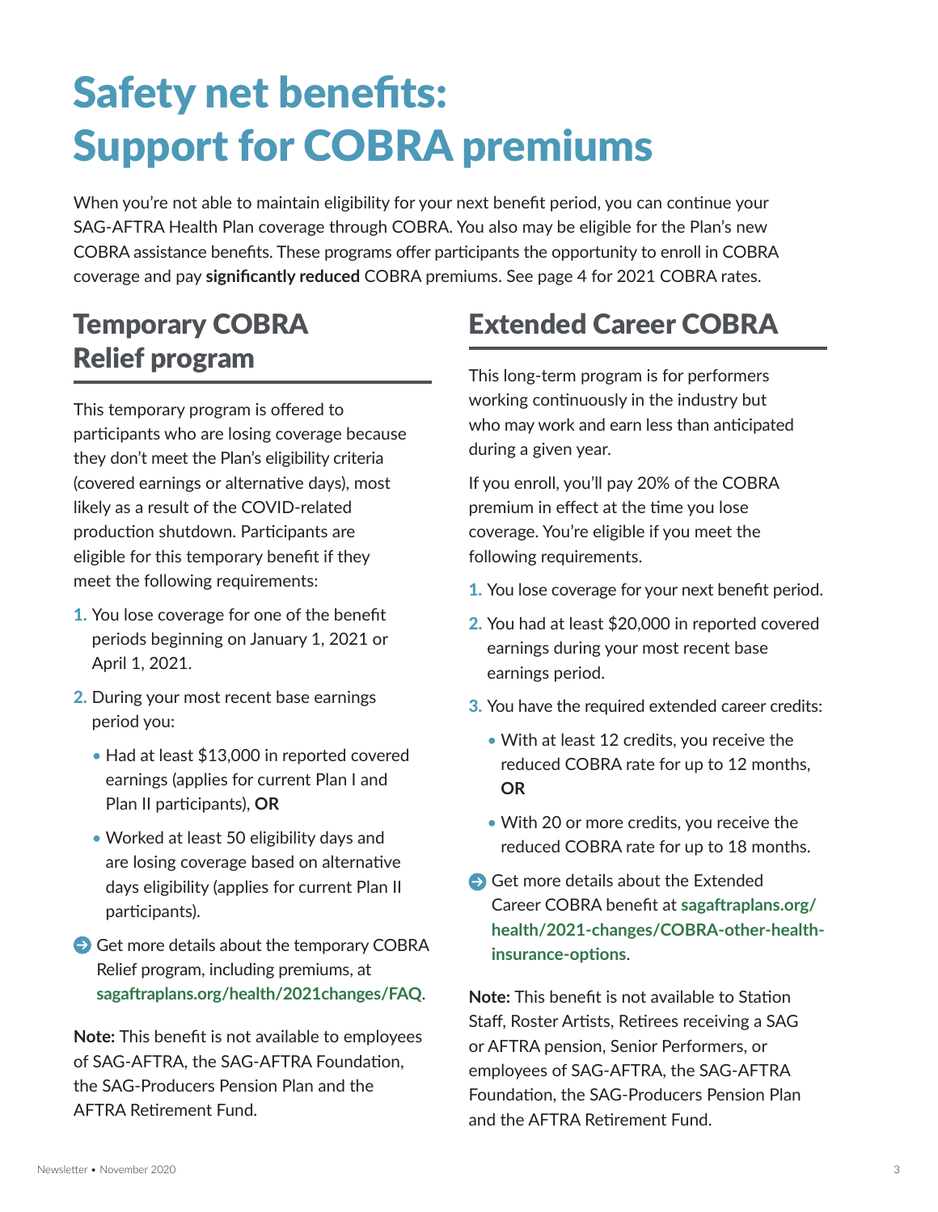# Safety net benefits: Support for COBRA premiums

When you're not able to maintain eligibility for your next benefit period, you can continue your SAG-AFTRA Health Plan coverage through COBRA. You also may be eligible for the Plan's new COBRA assistance benefits. These programs offer participants the opportunity to enroll in COBRA coverage and pay **significantly reduced** COBRA premiums. See page 4 for 2021 COBRA rates.

## Temporary COBRA Relief program

This temporary program is offered to participants who are losing coverage because they don't meet the Plan's eligibility criteria (covered earnings or alternative days), most likely as a result of the COVID-related production shutdown. Participants are eligible for this temporary benefit if they meet the following requirements:

1. You lose coverage for one of the benefit periods beginning on January 1, 2021 or April 1, 2021.
2. During your most recent base earnings period you:
   - Had at least $13,000 in reported covered earnings (applies for current Plan I and Plan II participants), **OR**
   - Worked at least 50 eligibility days and are losing coverage based on alternative days eligibility (applies for current Plan II participants).

Get more details about the temporary COBRA Relief program, including premiums, at **sagaftraplans.org/health/2021changes/FAQ**.

**Note:** This benefit is not available to employees of SAG-AFTRA, the SAG-AFTRA Foundation, the SAG-Producers Pension Plan and the AFTRA Retirement Fund.

## Extended Career COBRA

This long-term program is for performers working continuously in the industry but who may work and earn less than anticipated during a given year.

If you enroll, you'll pay 20% of the COBRA premium in effect at the time you lose coverage. You're eligible if you meet the following requirements.

1. You lose coverage for your next benefit period.
2. You had at least $20,000 in reported covered earnings during your most recent base earnings period.
3. You have the required extended career credits:
   - With at least 12 credits, you receive the reduced COBRA rate for up to 12 months, **OR**
   - With 20 or more credits, you receive the reduced COBRA rate for up to 18 months.

Get more details about the Extended Career COBRA benefit at **sagaftraplans.org/health/2021-changes/COBRA-other-health-insurance-options**.

**Note:** This benefit is not available to Station Staff, Roster Artists, Retirees receiving a SAG or AFTRA pension, Senior Performers, or employees of SAG-AFTRA, the SAG-AFTRA Foundation, the SAG-Producers Pension Plan and the AFTRA Retirement Fund.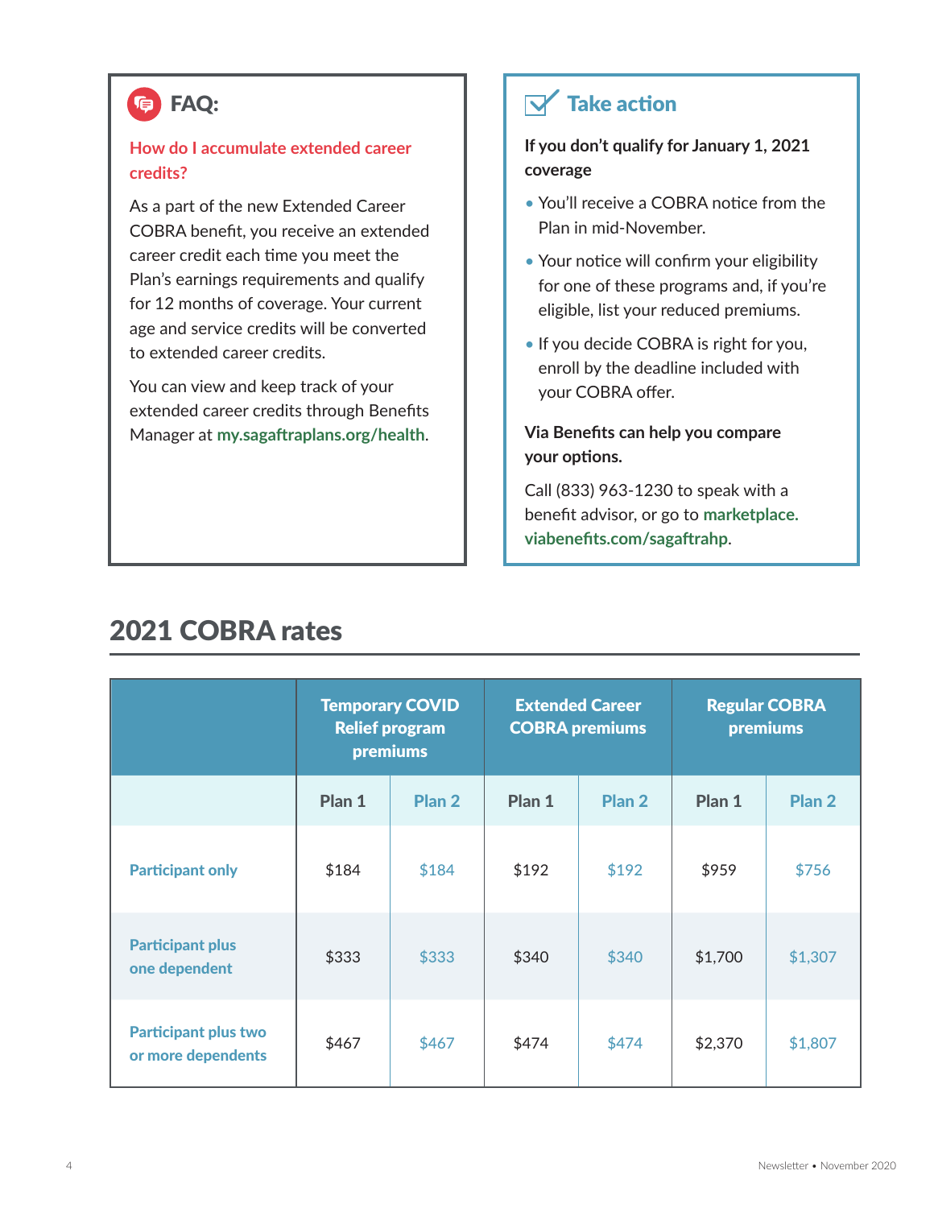## FAQ:

**How do I accumulate extended career credits?**

As a part of the new Extended Career COBRA benefit, you receive an extended career credit each time you meet the Plan's earnings requirements and qualify for 12 months of coverage. Your current age and service credits will be converted to extended career credits.

You can view and keep track of your extended career credits through Benefits Manager at **my.sagaftraplans.org/health**.

## Take action

**If you don't qualify for January 1, 2021 coverage**

- You'll receive a COBRA notice from the Plan in mid-November.
- Your notice will confirm your eligibility for one of these programs and, if you're eligible, list your reduced premiums.
- If you decide COBRA is right for you, enroll by the deadline included with your COBRA offer.

**Via Benefits can help you compare your options.**

Call (833) 963-1230 to speak with a benefit advisor, or go to **marketplace.viabenefits.com/sagaftrahp**.

## 2021 COBRA rates

| | Temporary COVID Relief program premiums | | Extended Career COBRA premiums | | Regular COBRA premiums | |
|---|---|---|---|---|---|---|
| | Plan 1 | Plan 2 | Plan 1 | Plan 2 | Plan 1 | Plan 2 |
| Participant only | $184 | $184 | $192 | $192 | $959 | $756 |
| Participant plus one dependent | $333 | $333 | $340 | $340 | $1,700 | $1,307 |
| Participant plus two or more dependents | $467 | $467 | $474 | $474 | $2,370 | $1,807 |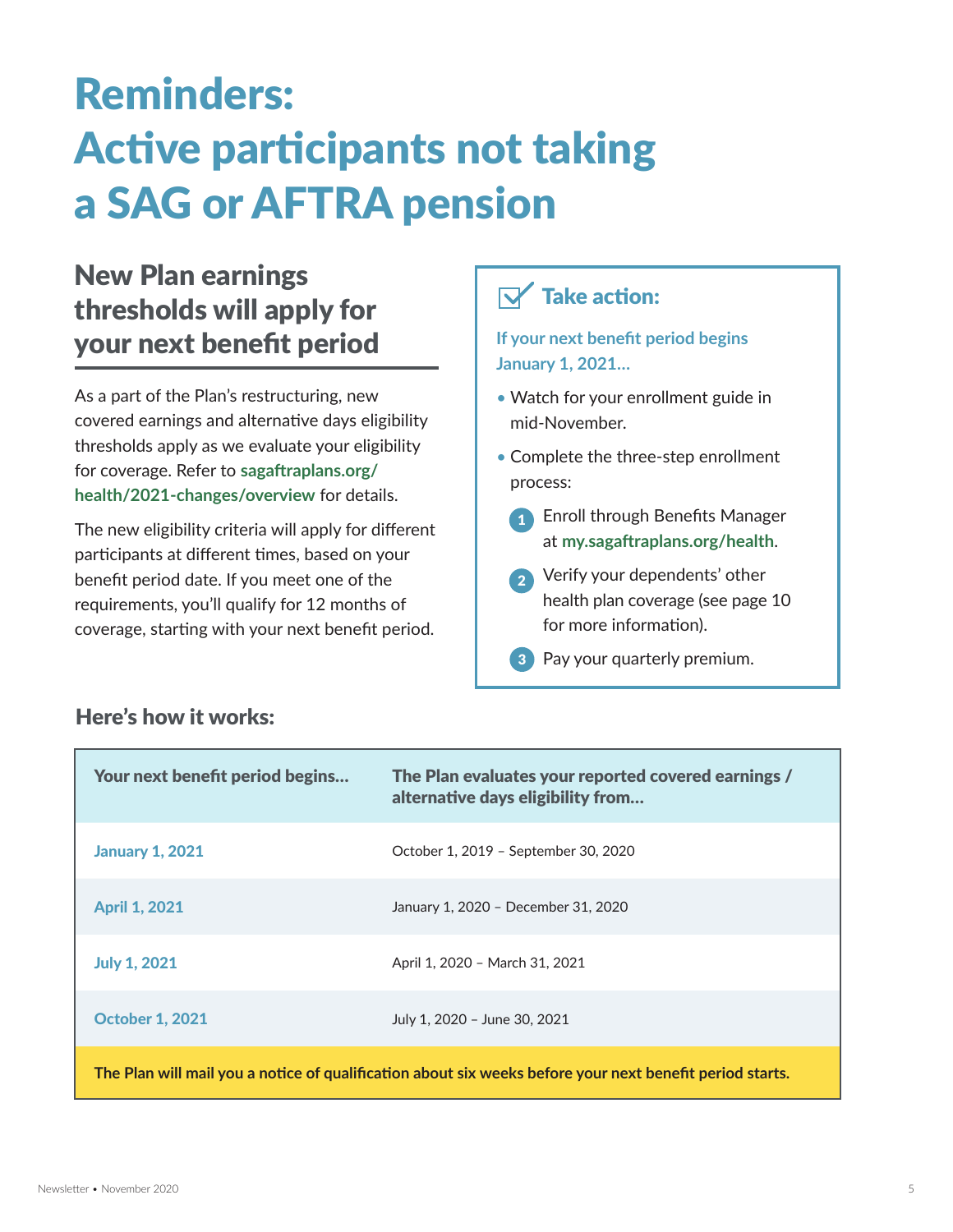# Reminders: Active participants not taking a SAG or AFTRA pension

## New Plan earnings thresholds will apply for your next benefit period

As a part of the Plan's restructuring, new covered earnings and alternative days eligibility thresholds apply as we evaluate your eligibility for coverage. Refer to **sagaftraplans.org/health/2021-changes/overview** for details.

The new eligibility criteria will apply for different participants at different times, based on your benefit period date. If you meet one of the requirements, you'll qualify for 12 months of coverage, starting with your next benefit period.

### Take action:

**If your next benefit period begins January 1, 2021…**

- Watch for your enrollment guide in mid-November.
- Complete the three-step enrollment process:
  1. Enroll through Benefits Manager at **my.sagaftraplans.org/health**.
  2. Verify your dependents' other health plan coverage (see page 10 for more information).
  3. Pay your quarterly premium.

### Here's how it works:

| Your next benefit period begins… | The Plan evaluates your reported covered earnings / alternative days eligibility from… |
| --- | --- |
| **January 1, 2021** | October 1, 2019 – September 30, 2020 |
| **April 1, 2021** | January 1, 2020 – December 31, 2020 |
| **July 1, 2021** | April 1, 2020 – March 31, 2021 |
| **October 1, 2021** | July 1, 2020 – June 30, 2021 |

**The Plan will mail you a notice of qualification about six weeks before your next benefit period starts.**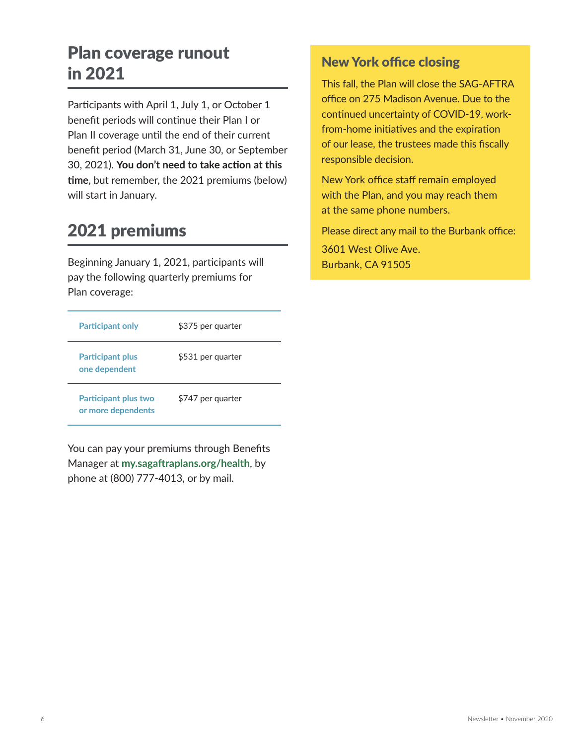## Plan coverage runout in 2021

Participants with April 1, July 1, or October 1 benefit periods will continue their Plan I or Plan II coverage until the end of their current benefit period (March 31, June 30, or September 30, 2021). **You don't need to take action at this time**, but remember, the 2021 premiums (below) will start in January.

## 2021 premiums

Beginning January 1, 2021, participants will pay the following quarterly premiums for Plan coverage:

| Coverage | Premium |
|---|---|
| **Participant only** | $375 per quarter |
| **Participant plus one dependent** | $531 per quarter |
| **Participant plus two or more dependents** | $747 per quarter |

You can pay your premiums through Benefits Manager at **my.sagaftraplans.org/health**, by phone at (800) 777-4013, or by mail.

## New York office closing

This fall, the Plan will close the SAG-AFTRA office on 275 Madison Avenue. Due to the continued uncertainty of COVID-19, work-from-home initiatives and the expiration of our lease, the trustees made this fiscally responsible decision.

New York office staff remain employed with the Plan, and you may reach them at the same phone numbers.

Please direct any mail to the Burbank office:

3601 West Olive Ave.
Burbank, CA 91505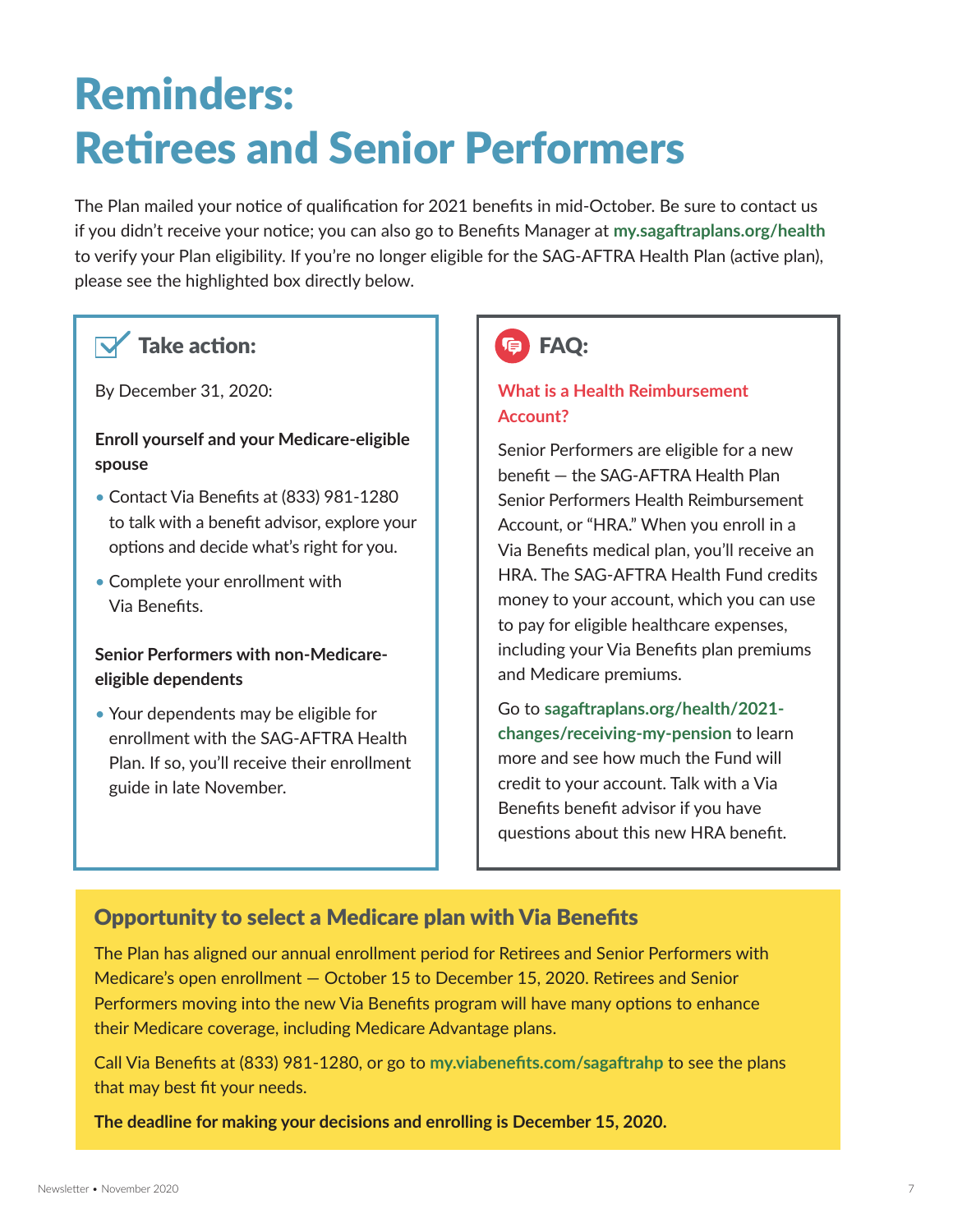# Reminders: Retirees and Senior Performers

The Plan mailed your notice of qualification for 2021 benefits in mid-October. Be sure to contact us if you didn't receive your notice; you can also go to Benefits Manager at **my.sagaftraplans.org/health** to verify your Plan eligibility. If you're no longer eligible for the SAG-AFTRA Health Plan (active plan), please see the highlighted box directly below.

## Take action:

By December 31, 2020:

**Enroll yourself and your Medicare-eligible spouse**

- Contact Via Benefits at (833) 981-1280 to talk with a benefit advisor, explore your options and decide what's right for you.
- Complete your enrollment with Via Benefits.

**Senior Performers with non-Medicare-eligible dependents**

- Your dependents may be eligible for enrollment with the SAG-AFTRA Health Plan. If so, you'll receive their enrollment guide in late November.

## FAQ:

### What is a Health Reimbursement Account?

Senior Performers are eligible for a new benefit — the SAG-AFTRA Health Plan Senior Performers Health Reimbursement Account, or "HRA." When you enroll in a Via Benefits medical plan, you'll receive an HRA. The SAG-AFTRA Health Fund credits money to your account, which you can use to pay for eligible healthcare expenses, including your Via Benefits plan premiums and Medicare premiums.

Go to **sagaftraplans.org/health/2021-changes/receiving-my-pension** to learn more and see how much the Fund will credit to your account. Talk with a Via Benefits benefit advisor if you have questions about this new HRA benefit.

## Opportunity to select a Medicare plan with Via Benefits

The Plan has aligned our annual enrollment period for Retirees and Senior Performers with Medicare's open enrollment — October 15 to December 15, 2020. Retirees and Senior Performers moving into the new Via Benefits program will have many options to enhance their Medicare coverage, including Medicare Advantage plans.

Call Via Benefits at (833) 981-1280, or go to **my.viabenefits.com/sagaftrahp** to see the plans that may best fit your needs.

**The deadline for making your decisions and enrolling is December 15, 2020.**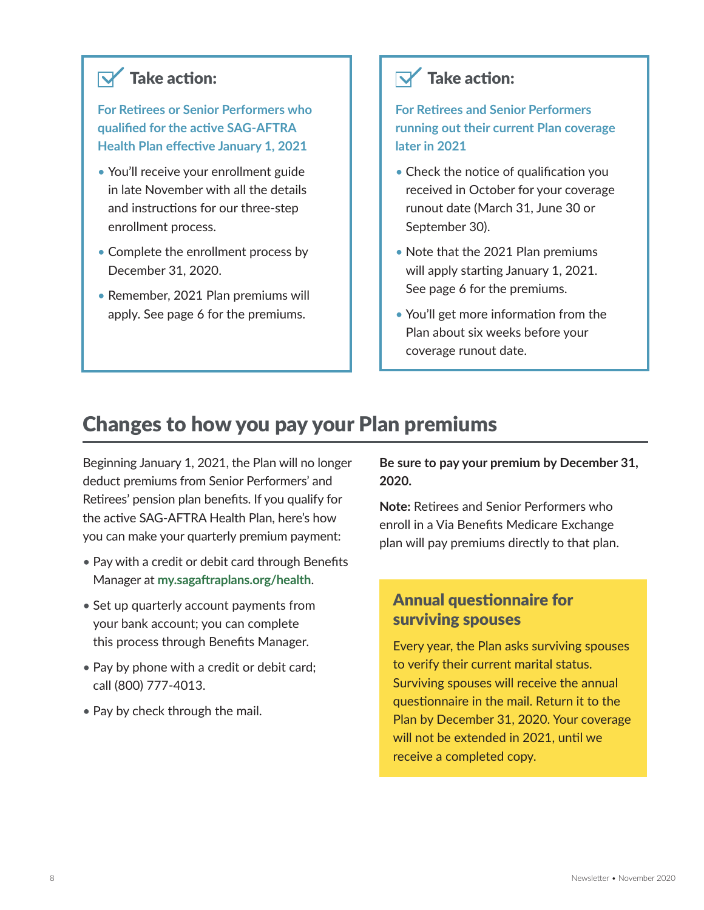### Take action:

**For Retirees or Senior Performers who qualified for the active SAG-AFTRA Health Plan effective January 1, 2021**

- You'll receive your enrollment guide in late November with all the details and instructions for our three-step enrollment process.
- Complete the enrollment process by December 31, 2020.
- Remember, 2021 Plan premiums will apply. See page 6 for the premiums.

### Take action:

**For Retirees and Senior Performers running out their current Plan coverage later in 2021**

- Check the notice of qualification you received in October for your coverage runout date (March 31, June 30 or September 30).
- Note that the 2021 Plan premiums will apply starting January 1, 2021. See page 6 for the premiums.
- You'll get more information from the Plan about six weeks before your coverage runout date.

## Changes to how you pay your Plan premiums

Beginning January 1, 2021, the Plan will no longer deduct premiums from Senior Performers' and Retirees' pension plan benefits. If you qualify for the active SAG-AFTRA Health Plan, here's how you can make your quarterly premium payment:

- Pay with a credit or debit card through Benefits Manager at **my.sagaftraplans.org/health**.
- Set up quarterly account payments from your bank account; you can complete this process through Benefits Manager.
- Pay by phone with a credit or debit card; call (800) 777-4013.
- Pay by check through the mail.

**Be sure to pay your premium by December 31, 2020.**

**Note:** Retirees and Senior Performers who enroll in a Via Benefits Medicare Exchange plan will pay premiums directly to that plan.

### Annual questionnaire for surviving spouses

Every year, the Plan asks surviving spouses to verify their current marital status. Surviving spouses will receive the annual questionnaire in the mail. Return it to the Plan by December 31, 2020. Your coverage will not be extended in 2021, until we receive a completed copy.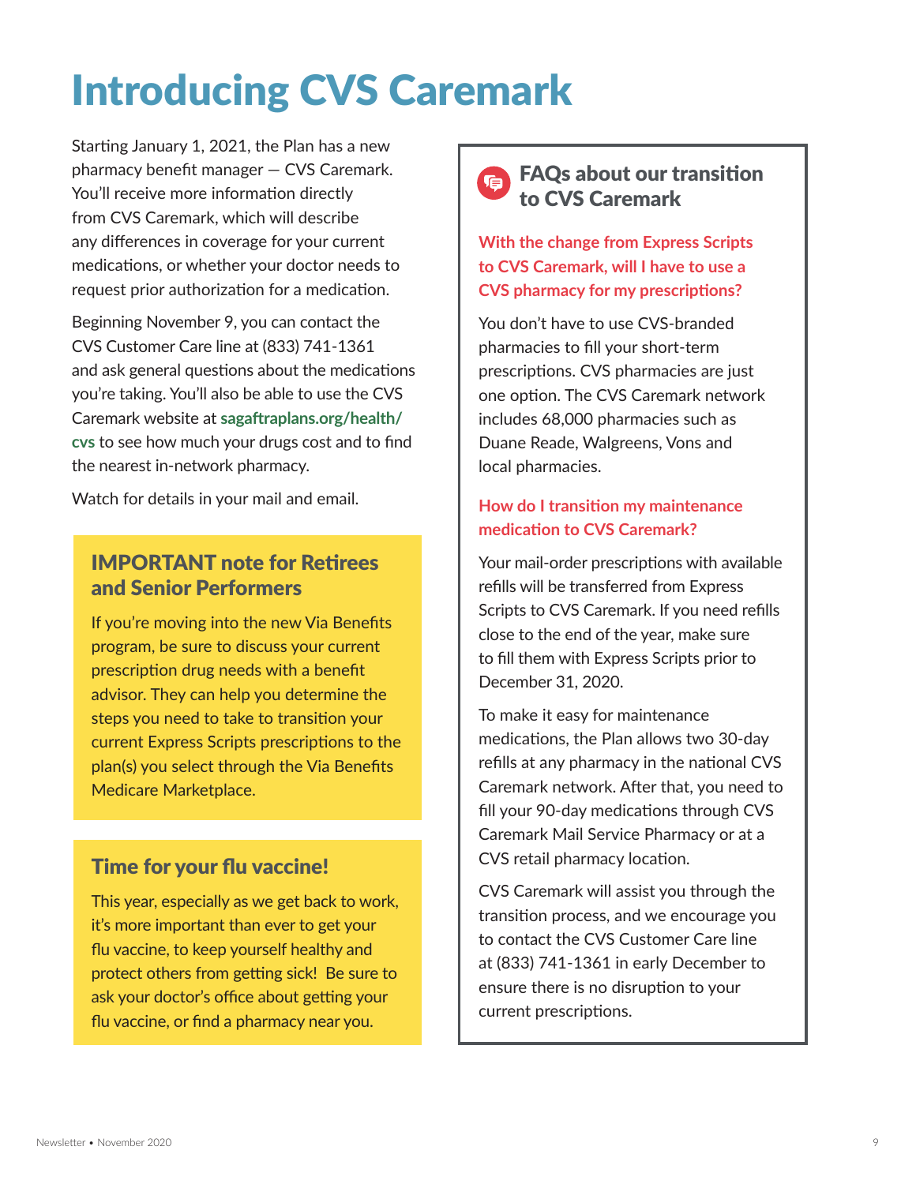# Introducing CVS Caremark

Starting January 1, 2021, the Plan has a new pharmacy benefit manager — CVS Caremark. You'll receive more information directly from CVS Caremark, which will describe any differences in coverage for your current medications, or whether your doctor needs to request prior authorization for a medication.

Beginning November 9, you can contact the CVS Customer Care line at (833) 741-1361 and ask general questions about the medications you're taking. You'll also be able to use the CVS Caremark website at **sagaftraplans.org/health/cvs** to see how much your drugs cost and to find the nearest in-network pharmacy.

Watch for details in your mail and email.

## IMPORTANT note for Retirees and Senior Performers

If you're moving into the new Via Benefits program, be sure to discuss your current prescription drug needs with a benefit advisor. They can help you determine the steps you need to take to transition your current Express Scripts prescriptions to the plan(s) you select through the Via Benefits Medicare Marketplace.

## Time for your flu vaccine!

This year, especially as we get back to work, it's more important than ever to get your flu vaccine, to keep yourself healthy and protect others from getting sick! Be sure to ask your doctor's office about getting your flu vaccine, or find a pharmacy near you.

## FAQs about our transition to CVS Caremark

**With the change from Express Scripts to CVS Caremark, will I have to use a CVS pharmacy for my prescriptions?**

You don't have to use CVS-branded pharmacies to fill your short-term prescriptions. CVS pharmacies are just one option. The CVS Caremark network includes 68,000 pharmacies such as Duane Reade, Walgreens, Vons and local pharmacies.

**How do I transition my maintenance medication to CVS Caremark?**

Your mail-order prescriptions with available refills will be transferred from Express Scripts to CVS Caremark. If you need refills close to the end of the year, make sure to fill them with Express Scripts prior to December 31, 2020.

To make it easy for maintenance medications, the Plan allows two 30-day refills at any pharmacy in the national CVS Caremark network. After that, you need to fill your 90-day medications through CVS Caremark Mail Service Pharmacy or at a CVS retail pharmacy location.

CVS Caremark will assist you through the transition process, and we encourage you to contact the CVS Customer Care line at (833) 741-1361 in early December to ensure there is no disruption to your current prescriptions.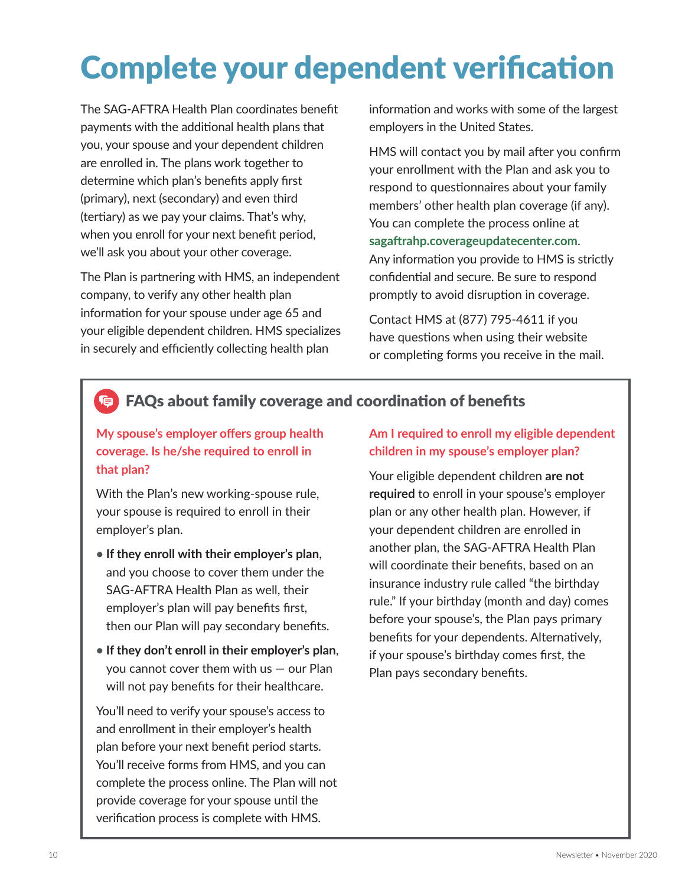# Complete your dependent verification

The SAG-AFTRA Health Plan coordinates benefit payments with the additional health plans that you, your spouse and your dependent children are enrolled in. The plans work together to determine which plan's benefits apply first (primary), next (secondary) and even third (tertiary) as we pay your claims. That's why, when you enroll for your next benefit period, we'll ask you about your other coverage.

The Plan is partnering with HMS, an independent company, to verify any other health plan information for your spouse under age 65 and your eligible dependent children. HMS specializes in securely and efficiently collecting health plan information and works with some of the largest employers in the United States.

HMS will contact you by mail after you confirm your enrollment with the Plan and ask you to respond to questionnaires about your family members' other health plan coverage (if any). You can complete the process online at **sagaftrahp.coverageupdatecenter.com**. Any information you provide to HMS is strictly confidential and secure. Be sure to respond promptly to avoid disruption in coverage.

Contact HMS at (877) 795-4611 if you have questions when using their website or completing forms you receive in the mail.

## FAQs about family coverage and coordination of benefits

### My spouse's employer offers group health coverage. Is he/she required to enroll in that plan?

With the Plan's new working-spouse rule, your spouse is required to enroll in their employer's plan.

- **If they enroll with their employer's plan**, and you choose to cover them under the SAG-AFTRA Health Plan as well, their employer's plan will pay benefits first, then our Plan will pay secondary benefits.
- **If they don't enroll in their employer's plan**, you cannot cover them with us — our Plan will not pay benefits for their healthcare.

You'll need to verify your spouse's access to and enrollment in their employer's health plan before your next benefit period starts. You'll receive forms from HMS, and you can complete the process online. The Plan will not provide coverage for your spouse until the verification process is complete with HMS.

### Am I required to enroll my eligible dependent children in my spouse's employer plan?

Your eligible dependent children **are not required** to enroll in your spouse's employer plan or any other health plan. However, if your dependent children are enrolled in another plan, the SAG-AFTRA Health Plan will coordinate their benefits, based on an insurance industry rule called "the birthday rule." If your birthday (month and day) comes before your spouse's, the Plan pays primary benefits for your dependents. Alternatively, if your spouse's birthday comes first, the Plan pays secondary benefits.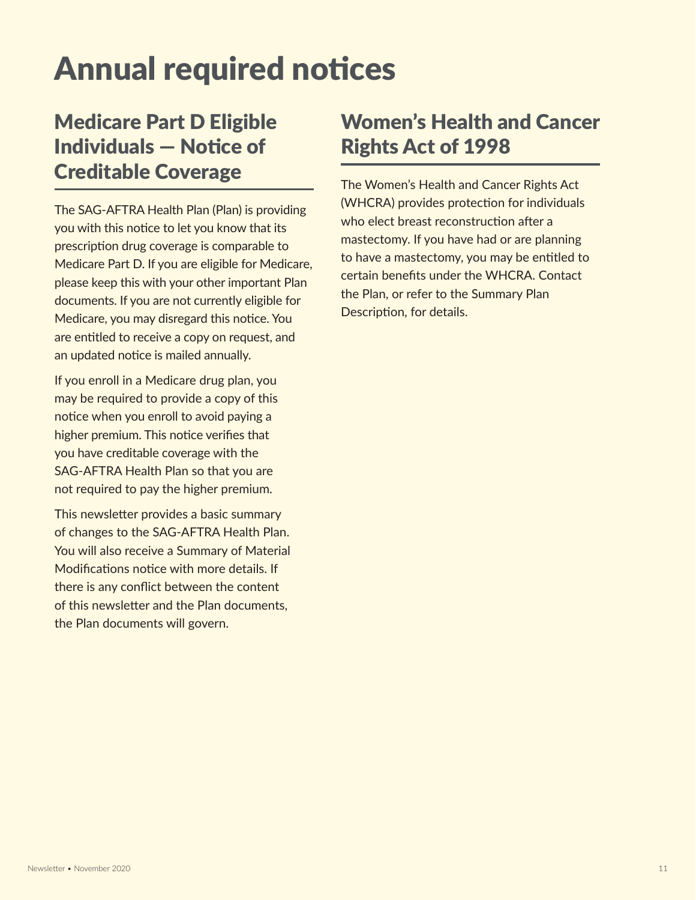# Annual required notices

## Medicare Part D Eligible Individuals — Notice of Creditable Coverage

The SAG-AFTRA Health Plan (Plan) is providing you with this notice to let you know that its prescription drug coverage is comparable to Medicare Part D. If you are eligible for Medicare, please keep this with your other important Plan documents. If you are not currently eligible for Medicare, you may disregard this notice. You are entitled to receive a copy on request, and an updated notice is mailed annually.

If you enroll in a Medicare drug plan, you may be required to provide a copy of this notice when you enroll to avoid paying a higher premium. This notice verifies that you have creditable coverage with the SAG-AFTRA Health Plan so that you are not required to pay the higher premium.

This newsletter provides a basic summary of changes to the SAG-AFTRA Health Plan. You will also receive a Summary of Material Modifications notice with more details. If there is any conflict between the content of this newsletter and the Plan documents, the Plan documents will govern.

## Women's Health and Cancer Rights Act of 1998

The Women's Health and Cancer Rights Act (WHCRA) provides protection for individuals who elect breast reconstruction after a mastectomy. If you have had or are planning to have a mastectomy, you may be entitled to certain benefits under the WHCRA. Contact the Plan, or refer to the Summary Plan Description, for details.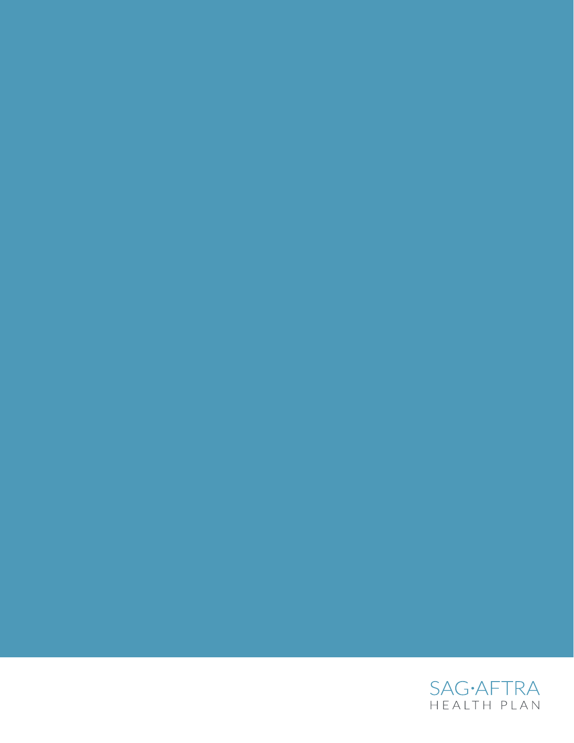SAG·AFTRA
HEALTH PLAN